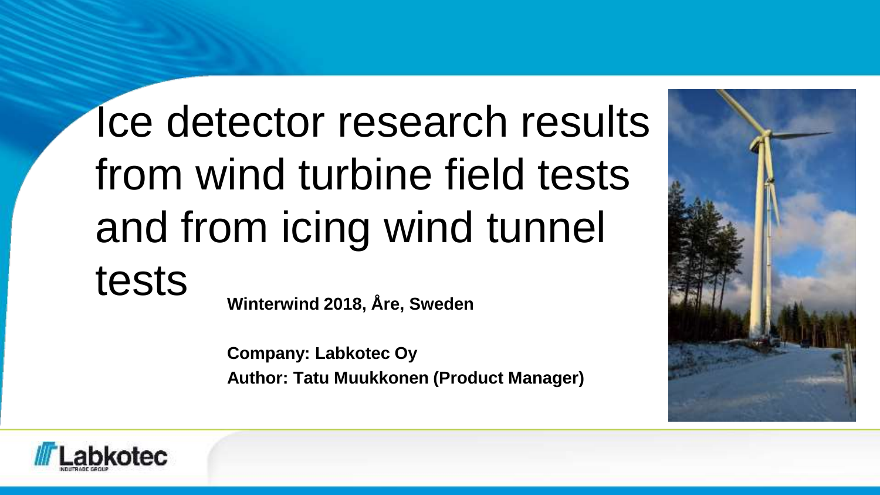# Ice detector research results from wind turbine field tests and from icing wind tunnel tests

**Winterwind 2018, Åre, Sweden**

**Company: Labkotec Oy**
**Author: Tatu Muukkonen (Product Manager)**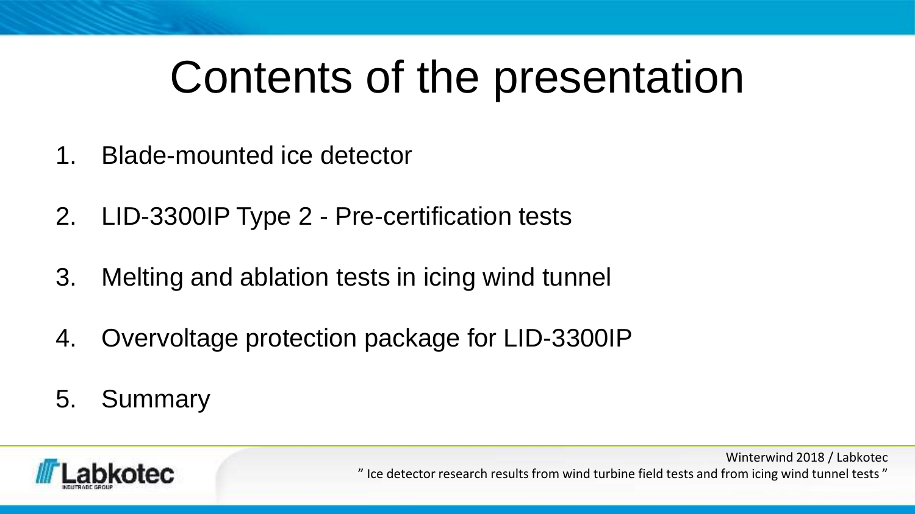# Contents of the presentation

1. Blade-mounted ice detector
2. LID-3300IP Type 2 - Pre-certification tests
3. Melting and ablation tests in icing wind tunnel
4. Overvoltage protection package for LID-3300IP
5. Summary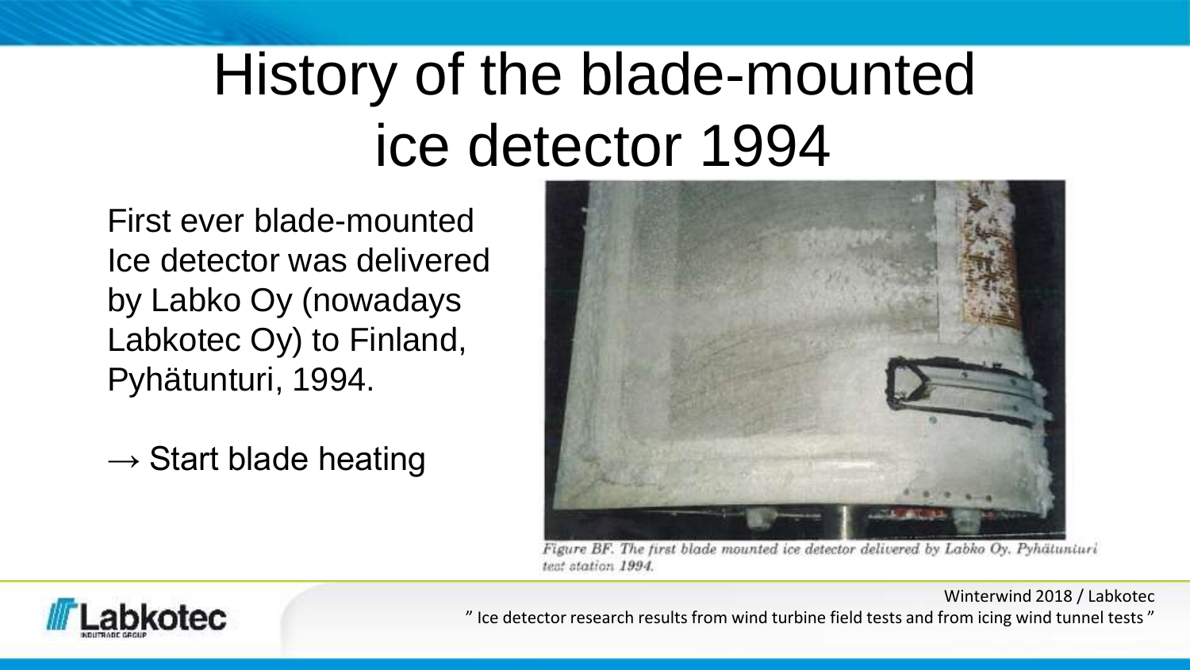# History of the blade-mounted ice detector 1994

First ever blade-mounted Ice detector was delivered by Labko Oy (nowadays Labkotec Oy) to Finland, Pyhätunturi, 1994.

→ Start blade heating

*Figure BF. The first blade mounted ice detector delivered by Labko Oy. Pyhätunturi test station 1994.*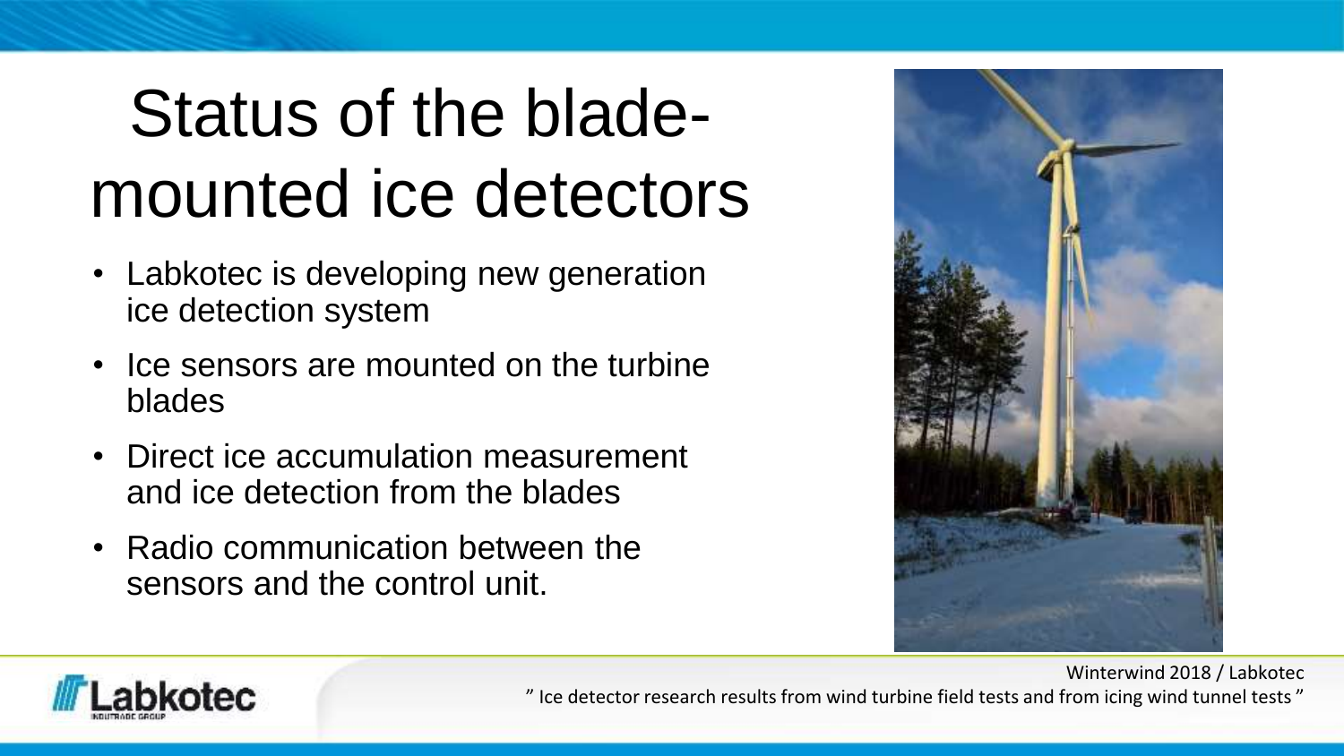# Status of the blade-mounted ice detectors

- Labkotec is developing new generation ice detection system
- Ice sensors are mounted on the turbine blades
- Direct ice accumulation measurement and ice detection from the blades
- Radio communication between the sensors and the control unit.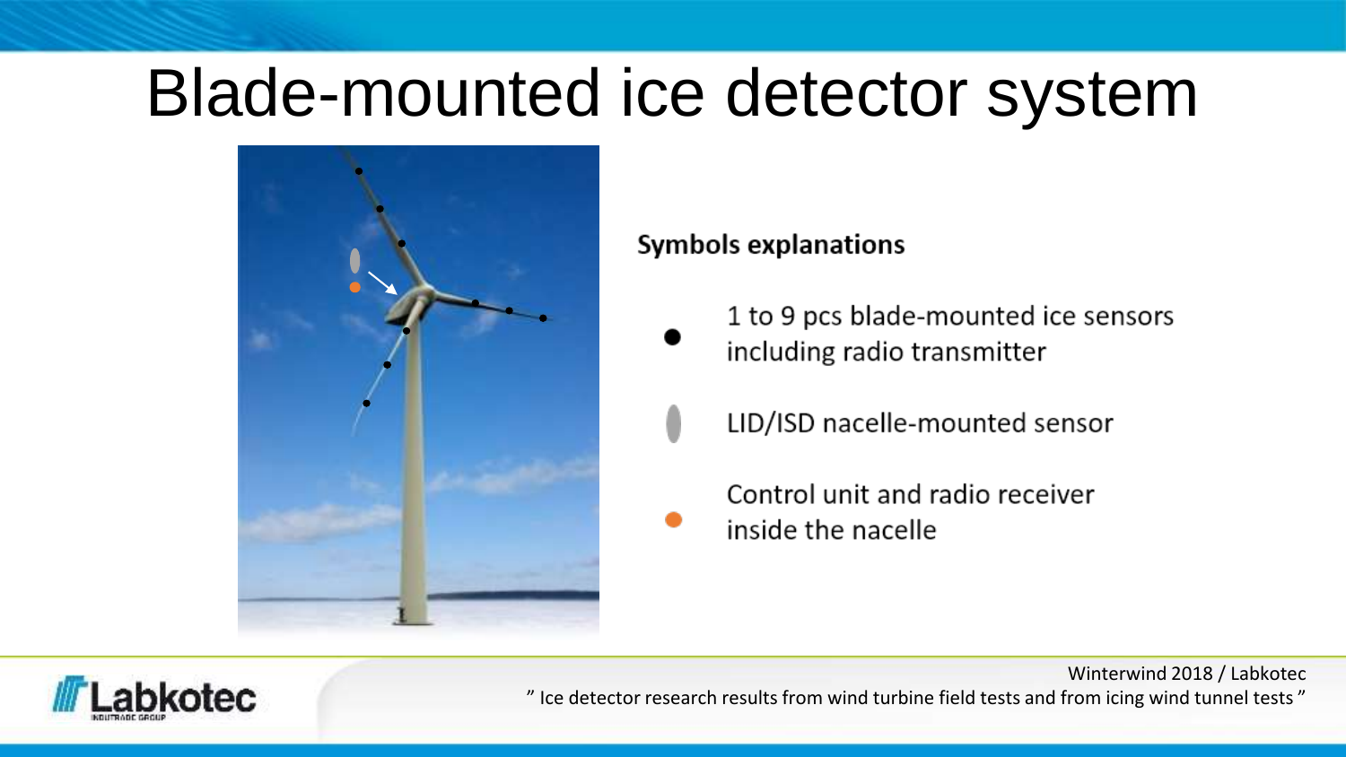# Blade-mounted ice detector system

**Symbols explanations**

- ● 1 to 9 pcs blade-mounted ice sensors including radio transmitter
- LID/ISD nacelle-mounted sensor
- Control unit and radio receiver inside the nacelle

Winterwind 2018 / Labkotec
” Ice detector research results from wind turbine field tests and from icing wind tunnel tests ”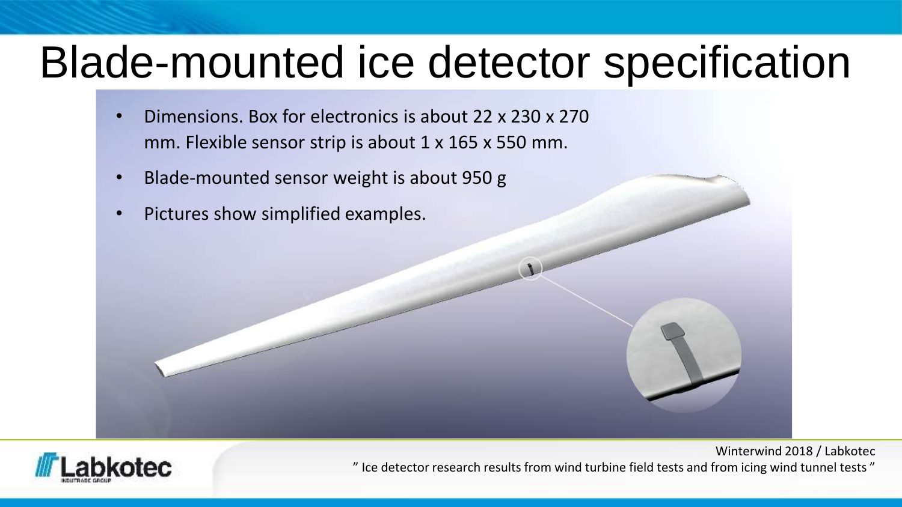# Blade-mounted ice detector specification

- Dimensions. Box for electronics is about 22 x 230 x 270 mm. Flexible sensor strip is about 1 x 165 x 550 mm.
- Blade-mounted sensor weight is about 950 g
- Pictures show simplified examples.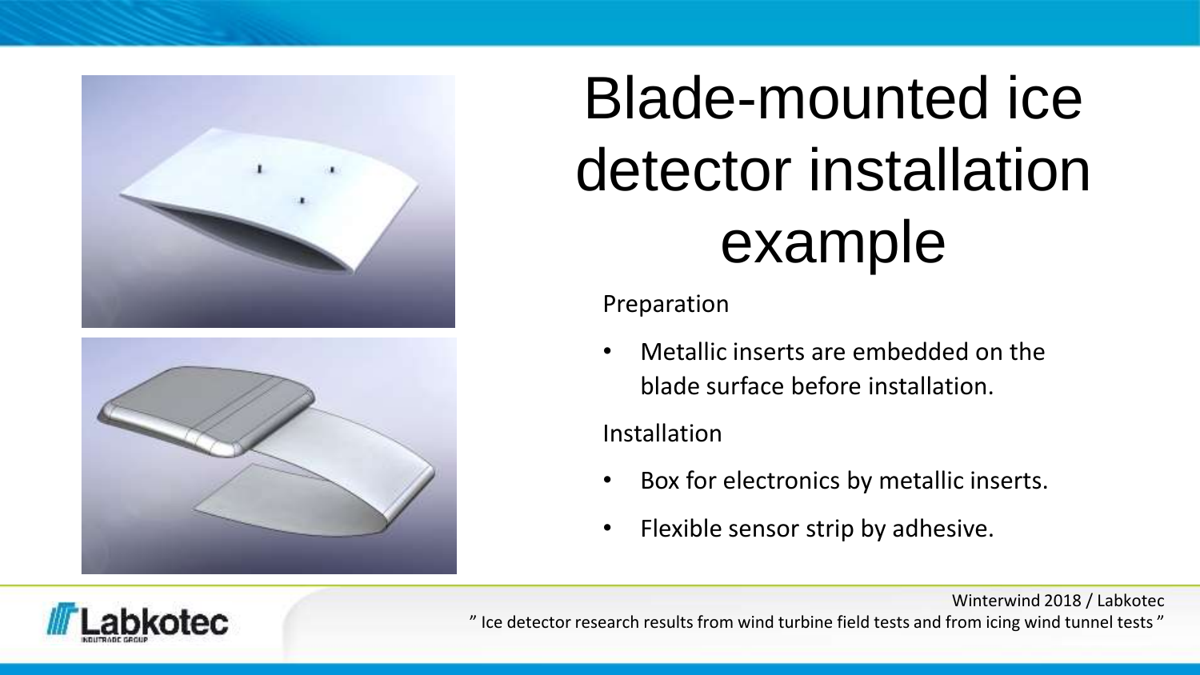# Blade-mounted ice detector installation example

Preparation

- Metallic inserts are embedded on the blade surface before installation.

Installation

- Box for electronics by metallic inserts.
- Flexible sensor strip by adhesive.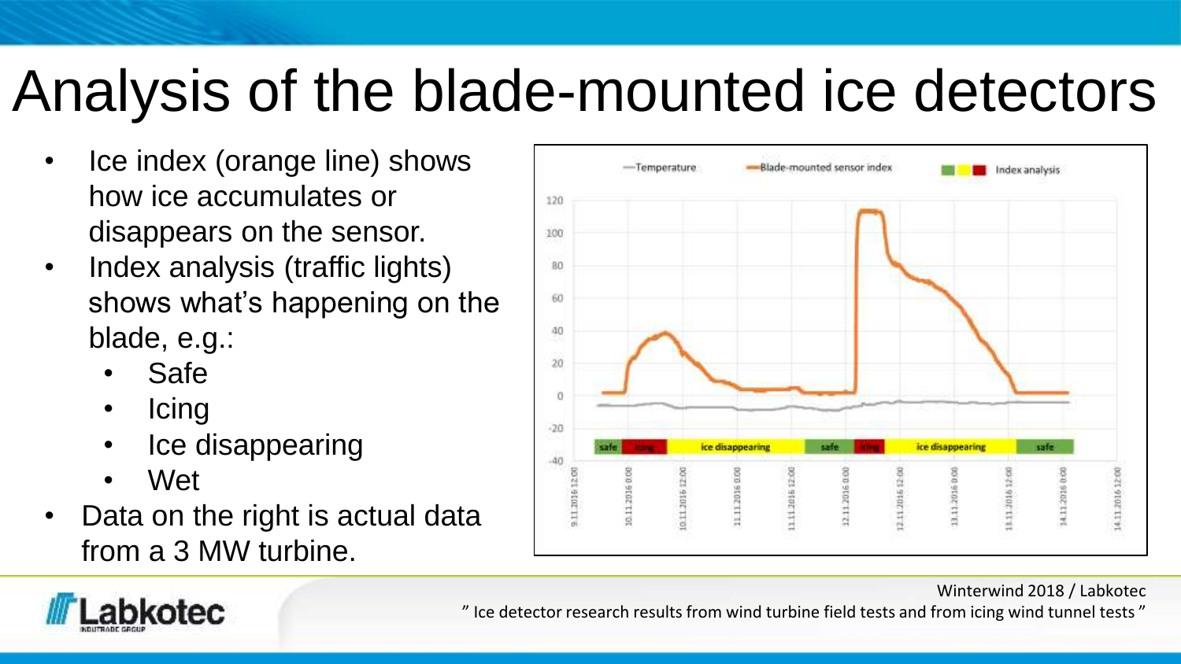# Analysis of the blade-mounted ice detectors

- Ice index (orange line) shows how ice accumulates or disappears on the sensor.
- Index analysis (traffic lights) shows what's happening on the blade, e.g.:
  - Safe
  - Icing
  - Ice disappearing
  - Wet
- Data on the right is actual data from a 3 MW turbine.

Winterwind 2018 / Labkotec

" Ice detector research results from wind turbine field tests and from icing wind tunnel tests "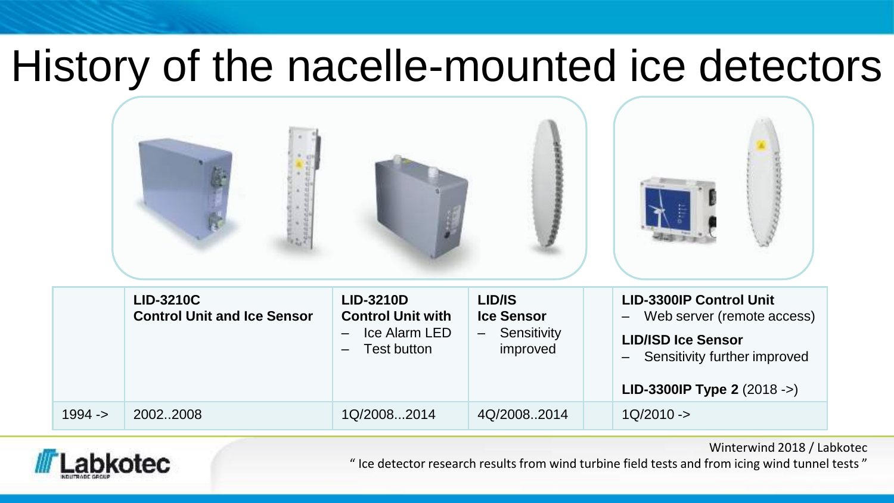# History of the nacelle-mounted ice detectors

| | LID-3210C<br>Control Unit and Ice Sensor | LID-3210D<br>Control Unit with<br>– Ice Alarm LED<br>– Test button | LID/IS<br>Ice Sensor<br>– Sensitivity improved | | LID-3300IP Control Unit<br>– Web server (remote access)<br>LID/ISD Ice Sensor<br>– Sensitivity further improved<br>LID-3300IP Type 2 (2018 ->) |
|---|---|---|---|---|---|
| 1994 -> | 2002..2008 | 1Q/2008...2014 | 4Q/2008..2014 | | 1Q/2010 -> |

Winterwind 2018 / Labkotec

" Ice detector research results from wind turbine field tests and from icing wind tunnel tests "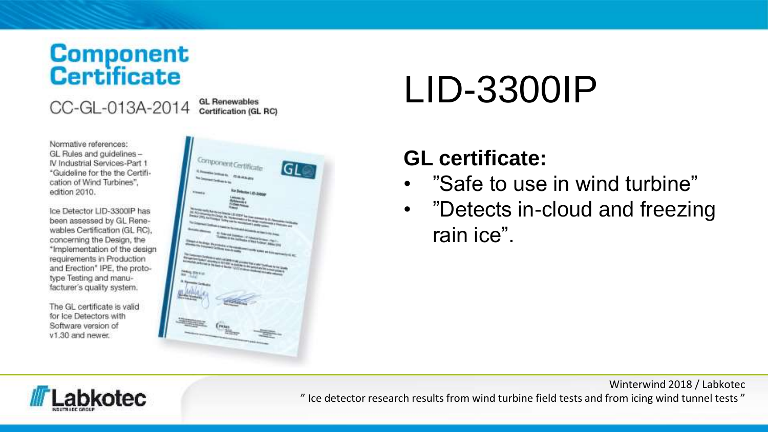# Component Certificate

CC-GL-013A-2014 **GL Renewables Certification (GL RC)**

Normative references:
GL Rules and guidelines – IV Industrial Services-Part 1 "Guideline for the the Certification of Wind Turbines", edition 2010.

Ice Detector LID-3300IP has been assessed by GL Renewables Certification (GL RC), concerning the Design, the "Implementation of the design requirements in Production and Erection" IPE, the prototype Testing and manufacturer's quality system.

The GL certificate is valid for Ice Detectors with Software version of v1.30 and newer.

# LID-3300IP

## GL certificate:

- "Safe to use in wind turbine"
- "Detects in-cloud and freezing rain ice".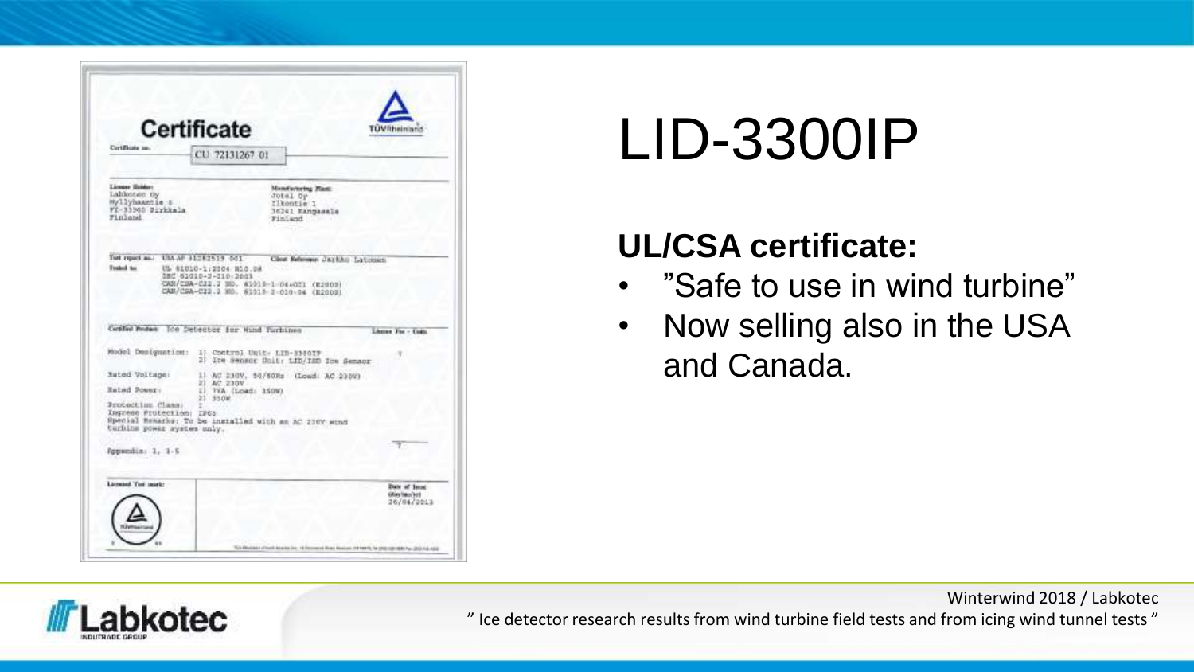# LID-3300IP

**UL/CSA certificate:**

- "Safe to use in wind turbine"
- Now selling also in the USA and Canada.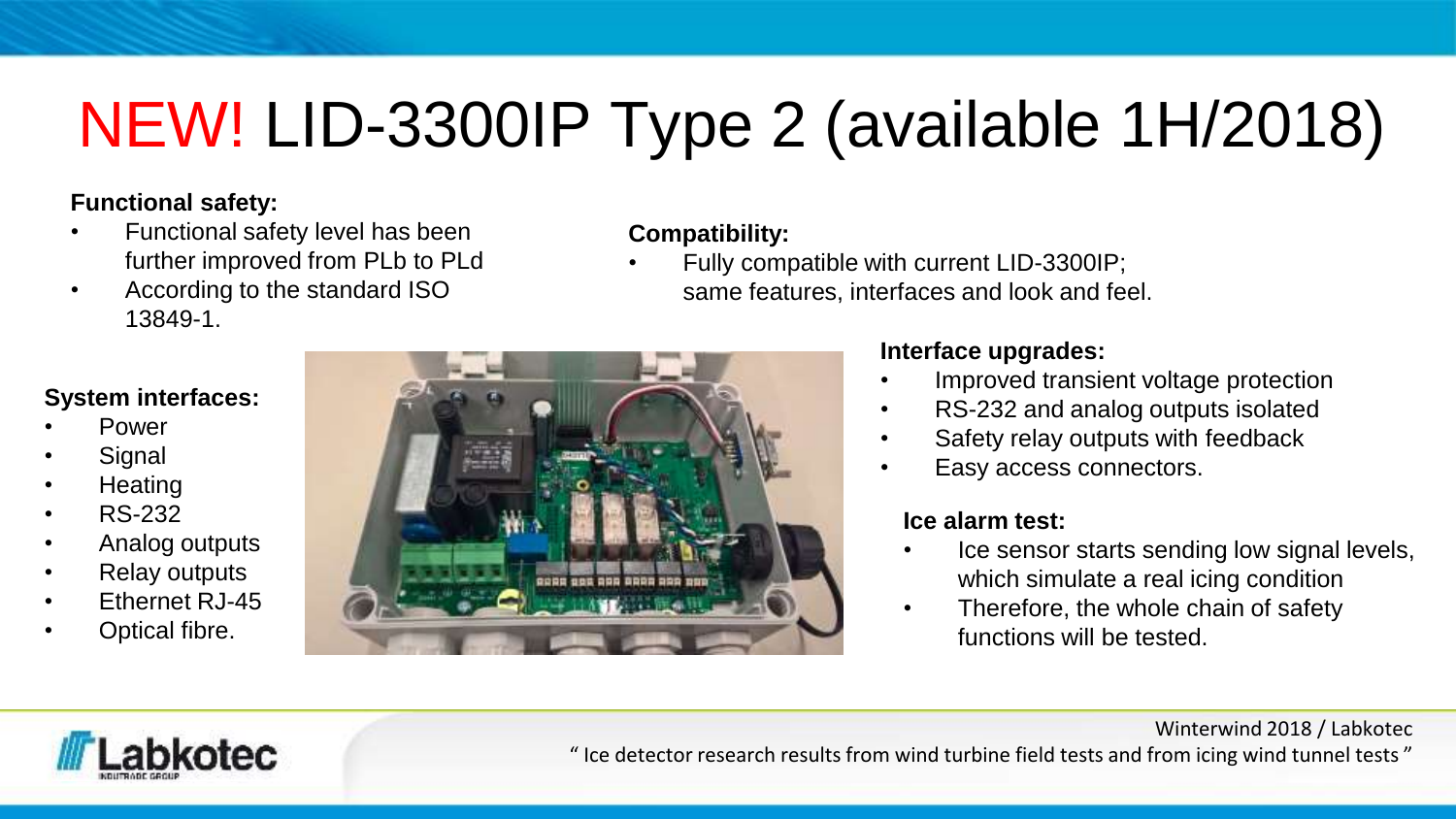# NEW! LID-3300IP Type 2 (available 1H/2018)

**Functional safety:**

- Functional safety level has been further improved from PLb to PLd
- According to the standard ISO 13849-1.

**Compatibility:**

- Fully compatible with current LID-3300IP; same features, interfaces and look and feel.

**System interfaces:**

- Power
- Signal
- Heating
- RS-232
- Analog outputs
- Relay outputs
- Ethernet RJ-45
- Optical fibre.

**Interface upgrades:**

- Improved transient voltage protection
- RS-232 and analog outputs isolated
- Safety relay outputs with feedback
- Easy access connectors.

**Ice alarm test:**

- Ice sensor starts sending low signal levels, which simulate a real icing condition
- Therefore, the whole chain of safety functions will be tested.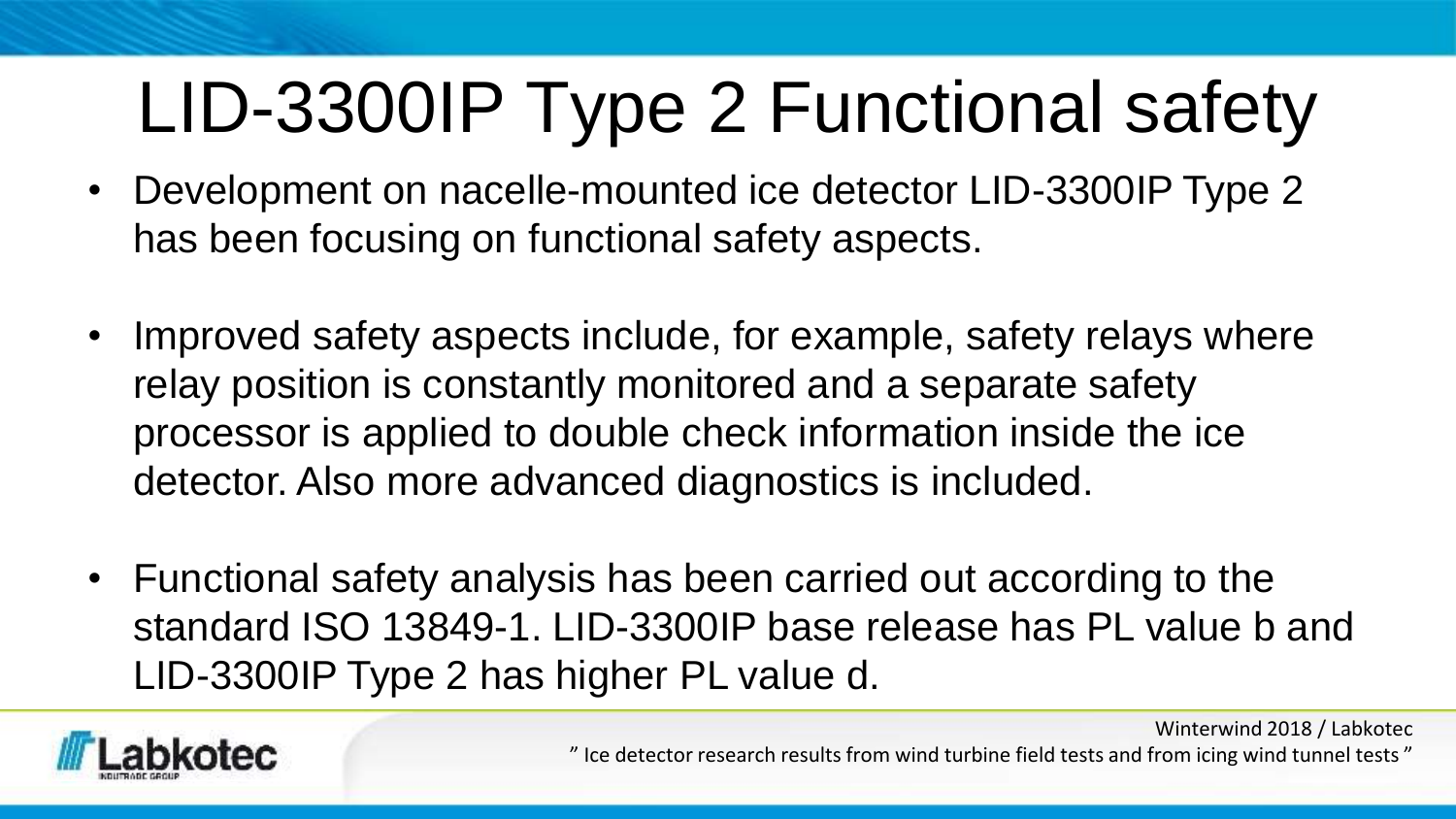# LID-3300IP Type 2 Functional safety

- Development on nacelle-mounted ice detector LID-3300IP Type 2 has been focusing on functional safety aspects.
- Improved safety aspects include, for example, safety relays where relay position is constantly monitored and a separate safety processor is applied to double check information inside the ice detector. Also more advanced diagnostics is included.
- Functional safety analysis has been carried out according to the standard ISO 13849-1. LID-3300IP base release has PL value b and LID-3300IP Type 2 has higher PL value d.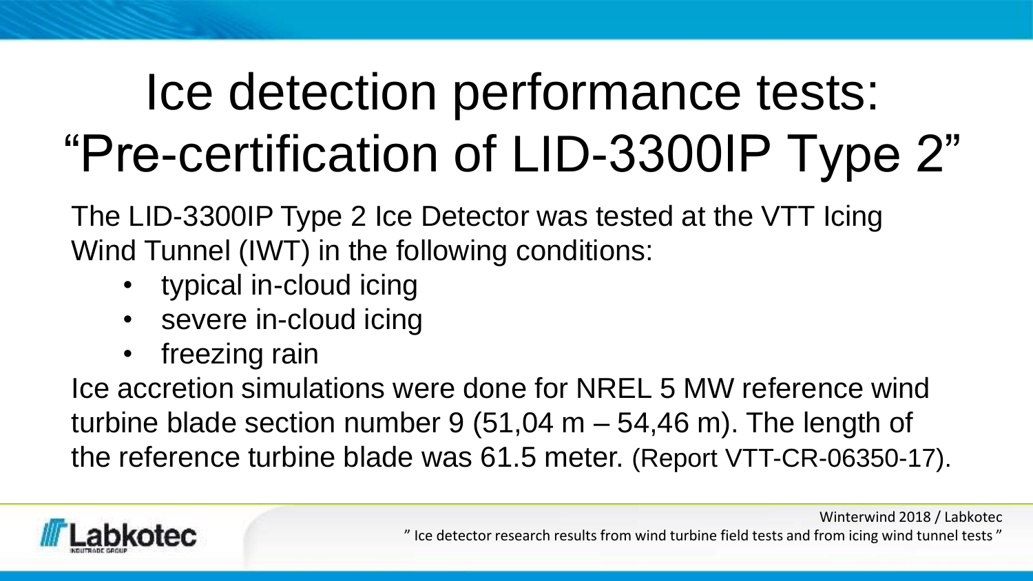# Ice detection performance tests: "Pre-certification of LID-3300IP Type 2"

The LID-3300IP Type 2 Ice Detector was tested at the VTT Icing Wind Tunnel (IWT) in the following conditions:

- typical in-cloud icing
- severe in-cloud icing
- freezing rain

Ice accretion simulations were done for NREL 5 MW reference wind turbine blade section number 9 (51,04 m – 54,46 m). The length of the reference turbine blade was 61.5 meter. (Report VTT-CR-06350-17).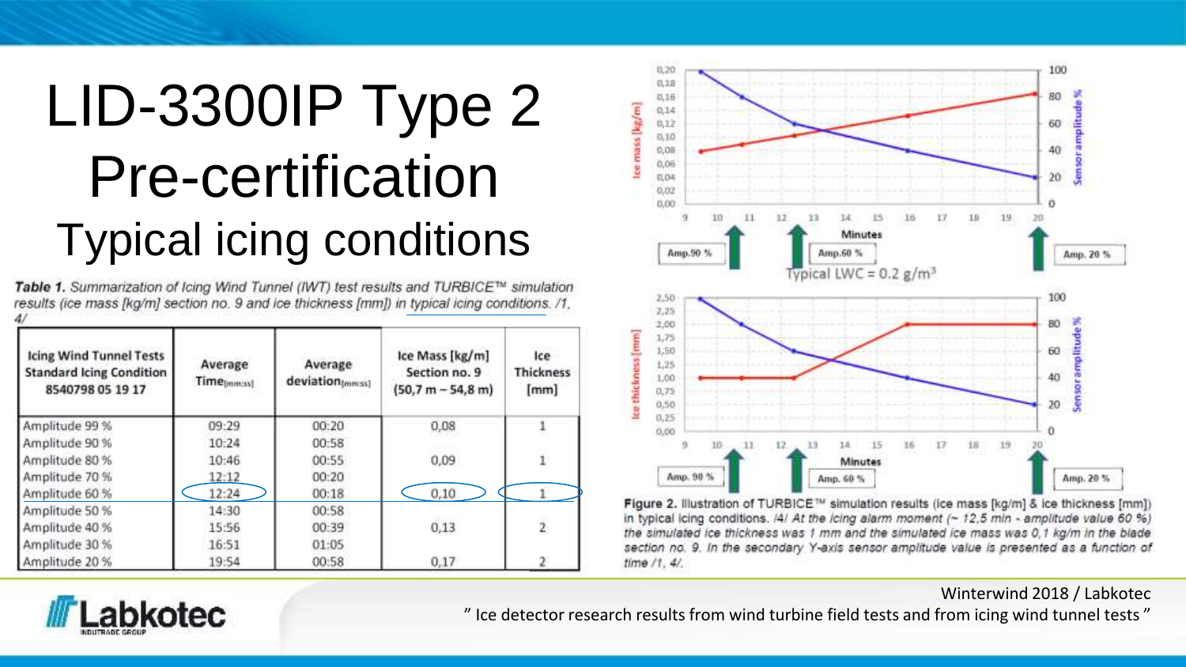# LID-3300IP Type 2 Pre-certification

## Typical icing conditions

*Table 1. Summarization of Icing Wind Tunnel (IWT) test results and TURBICE™ simulation results (ice mass [kg/m] section no. 9 and ice thickness [mm]) in typical icing conditions. /1, 4/*

| Icing Wind Tunnel Tests Standard Icing Condition 8540798 05 19 17 | Average Time[mm:ss] | Average deviation[mm:ss] | Ice Mass [kg/m] Section no. 9 (50,7 m – 54,8 m) | Ice Thickness [mm] |
|---|---|---|---|---|
| Amplitude 99 % | 09:29 | 00:20 | 0,08 | 1 |
| Amplitude 90 % | 10:24 | 00:58 | | |
| Amplitude 80 % | 10:46 | 00:55 | 0,09 | 1 |
| Amplitude 70 % | 12:12 | 00:20 | | |
| Amplitude 60 % | 12:24 | 00:18 | 0,10 | 1 |
| Amplitude 50 % | 14:30 | 00:58 | | |
| Amplitude 40 % | 15:56 | 00:39 | 0,13 | 2 |
| Amplitude 30 % | 16:51 | 01:05 | | |
| Amplitude 20 % | 19:54 | 00:58 | 0,17 | 2 |

Typical LWC = 0.2 g/m³

**Figure 2.** Illustration of TURBICE™ simulation results (ice mass [kg/m] & ice thickness [mm]) in typical icing conditions. /4/ *At the icing alarm moment (~ 12,5 min - amplitude value 60 %) the simulated ice thickness was 1 mm and the simulated ice mass was 0,1 kg/m in the blade section no. 9. In the secondary Y-axis sensor amplitude value is presented as a function of time /1, 4/.*

Winterwind 2018 / Labkotec

" Ice detector research results from wind turbine field tests and from icing wind tunnel tests "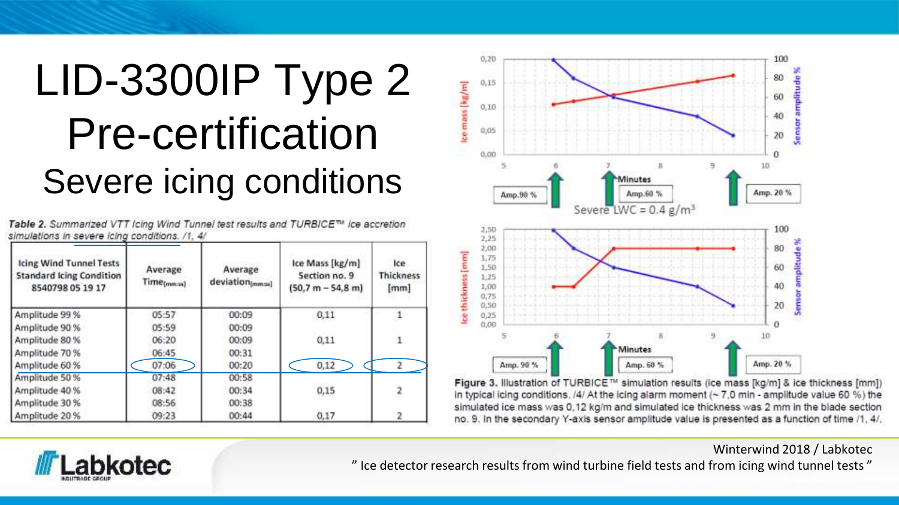# LID-3300IP Type 2 Pre-certification

## Severe icing conditions

*Table 2. Summarized VTT Icing Wind Tunnel test results and TURBICE™ ice accretion simulations in severe icing conditions. /1, 4/*

| Icing Wind Tunnel Tests Standard Icing Condition 8540798 05 19 17 | Average Time[mm:ss] | Average deviation[mm:ss] | Ice Mass [kg/m] Section no. 9 (50,7 m – 54,8 m) | Ice Thickness [mm] |
|---|---|---|---|---|
| Amplitude 99 % | 05:57 | 00:09 | 0,11 | 1 |
| Amplitude 90 % | 05:59 | 00:09 | | |
| Amplitude 80 % | 06:20 | 00:09 | 0,11 | 1 |
| Amplitude 70 % | 06:45 | 00:31 | | |
| Amplitude 60 % | 07:06 | 00:20 | 0,12 | 2 |
| Amplitude 50 % | 07:48 | 00:58 | | |
| Amplitude 40 % | 08:42 | 00:34 | 0,15 | 2 |
| Amplitude 30 % | 08:56 | 00:38 | | |
| Amplitude 20 % | 09:23 | 00:44 | 0,17 | 2 |

Severe LWC = 0.4 $g/m^3$

**Figure 3.** Illustration of TURBICE™ simulation results (ice mass [kg/m] & ice thickness [mm]) in typical icing conditions. /4/ At the icing alarm moment (~ 7,0 min - amplitude value 60 %) the simulated ice mass was 0,12 kg/m and simulated ice thickness was 2 mm in the blade section no. 9. In the secondary Y-axis sensor amplitude value is presented as a function of time /1, 4/.

Winterwind 2018 / Labkotec
" Ice detector research results from wind turbine field tests and from icing wind tunnel tests "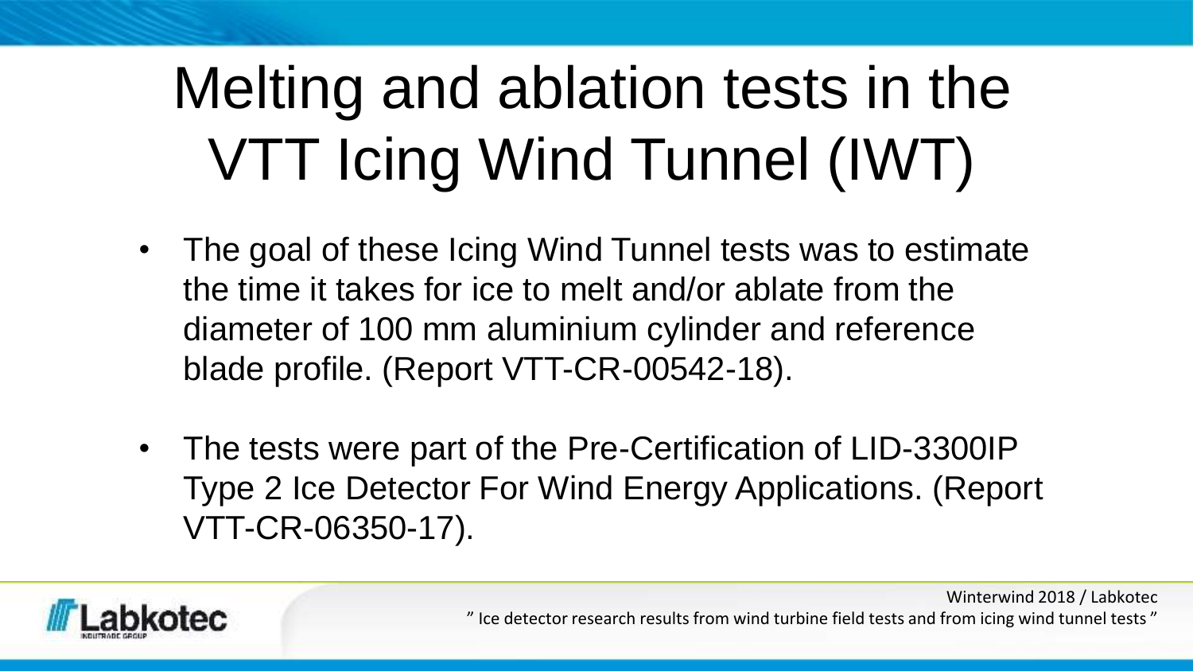# Melting and ablation tests in the VTT Icing Wind Tunnel (IWT)

- The goal of these Icing Wind Tunnel tests was to estimate the time it takes for ice to melt and/or ablate from the diameter of 100 mm aluminium cylinder and reference blade profile. (Report VTT-CR-00542-18).
- The tests were part of the Pre-Certification of LID-3300IP Type 2 Ice Detector For Wind Energy Applications. (Report VTT-CR-06350-17).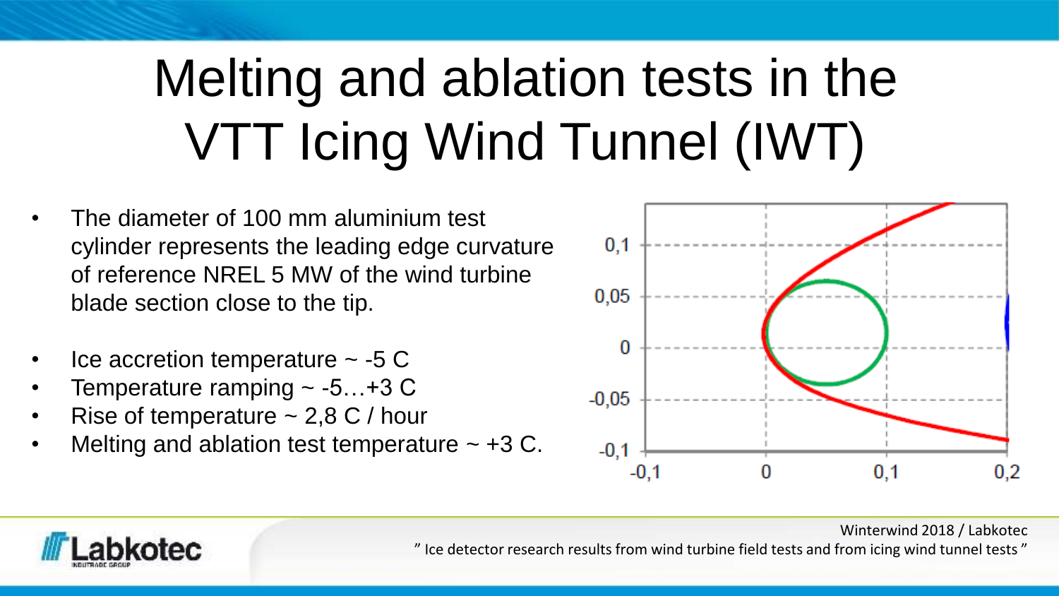# Melting and ablation tests in the VTT Icing Wind Tunnel (IWT)

- The diameter of 100 mm aluminium test cylinder represents the leading edge curvature of reference NREL 5 MW of the wind turbine blade section close to the tip.

- Ice accretion temperature ~ -5 C
- Temperature ramping ~ -5…+3 C
- Rise of temperature ~ 2,8 C / hour
- Melting and ablation test temperature ~ +3 C.

Winterwind 2018 / Labkotec
" Ice detector research results from wind turbine field tests and from icing wind tunnel tests "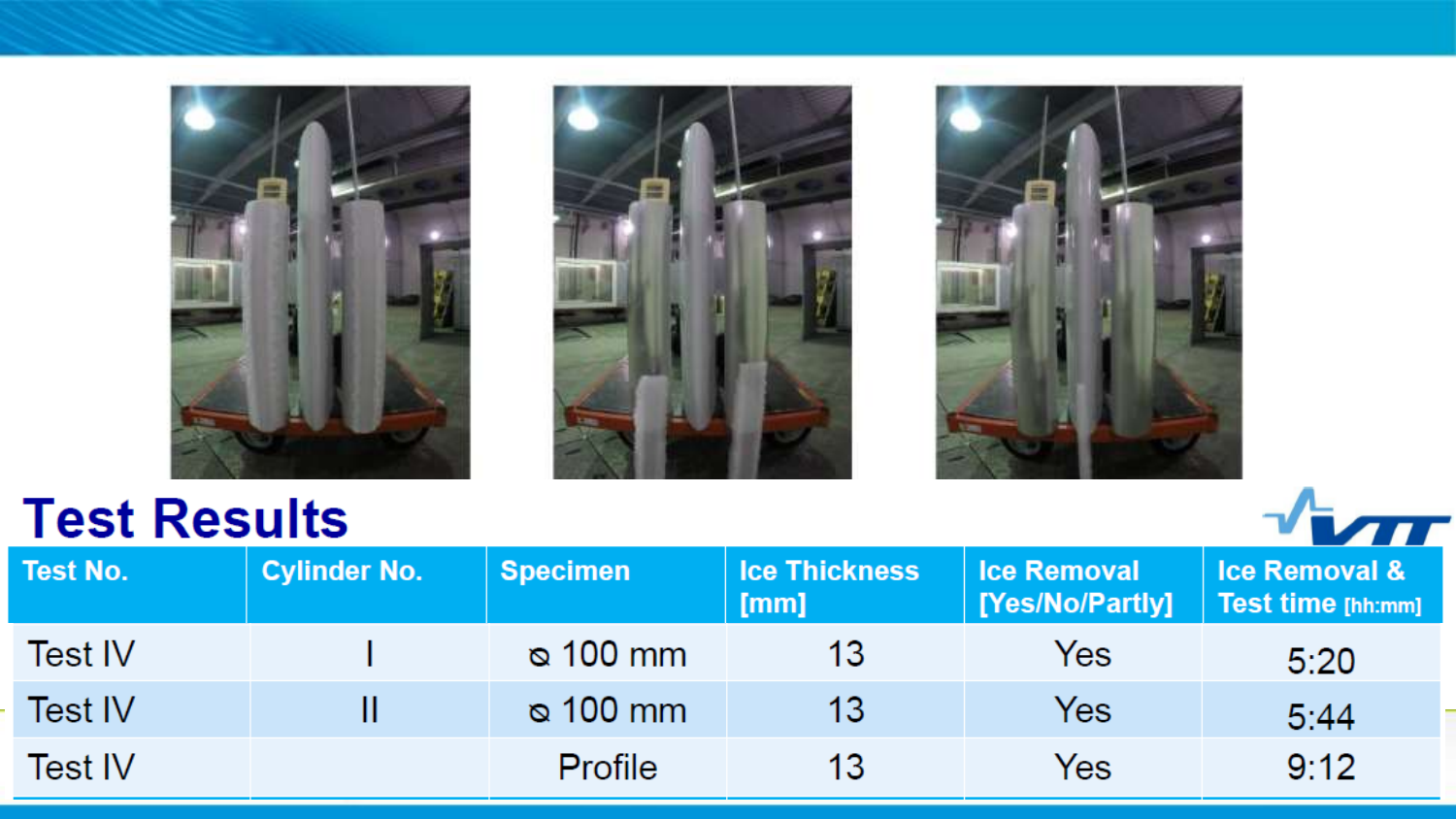# Test Results

| Test No. | Cylinder No. | Specimen | Ice Thickness [mm] | Ice Removal [Yes/No/Partly] | Ice Removal & Test time [hh:mm] |
|---|---|---|---|---|---|
| Test IV | I | ⌀ 100 mm | 13 | Yes | 5:20 |
| Test IV | II | ⌀ 100 mm | 13 | Yes | 5:44 |
| Test IV | | Profile | 13 | Yes | 9:12 |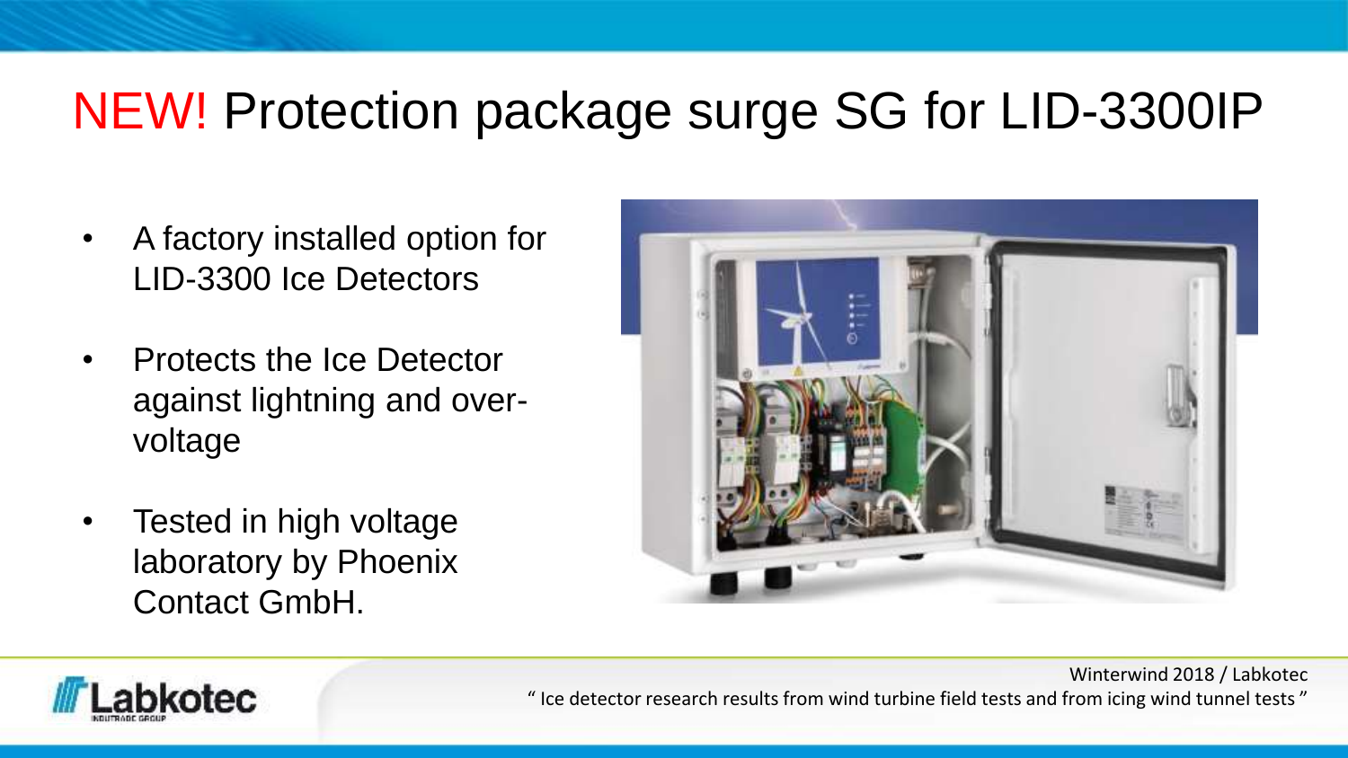# NEW! Protection package surge SG for LID-3300IP

- A factory installed option for LID-3300 Ice Detectors
- Protects the Ice Detector against lightning and over-voltage
- Tested in high voltage laboratory by Phoenix Contact GmbH.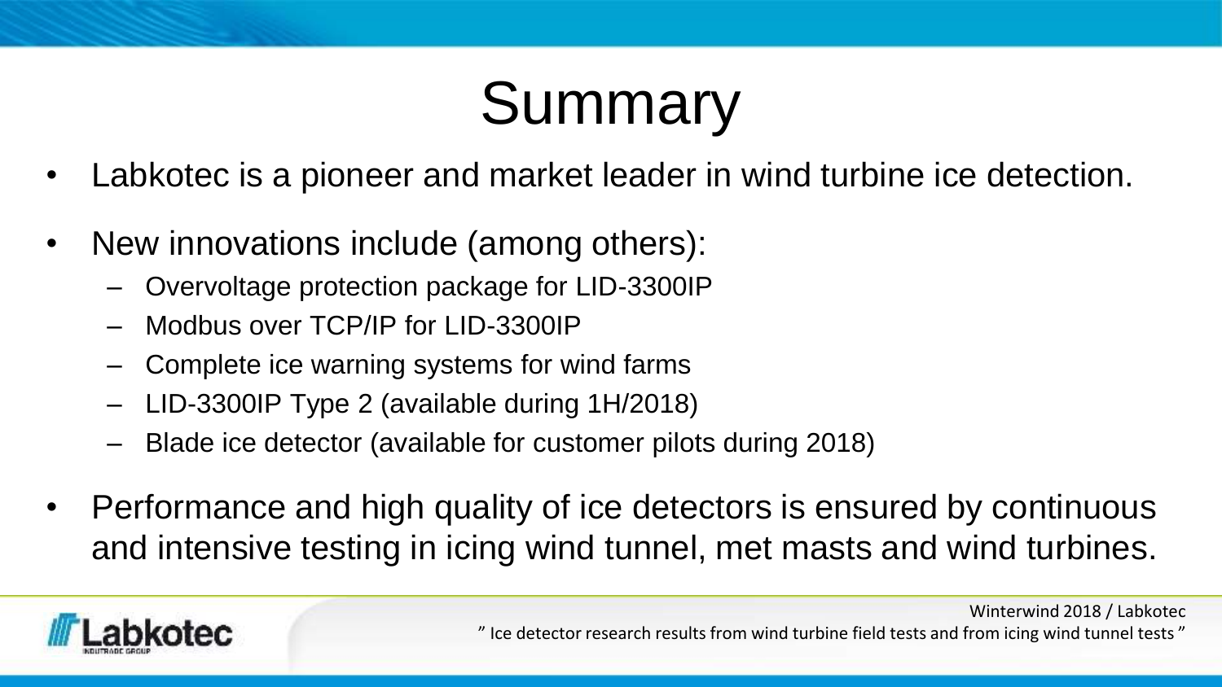# Summary

- Labkotec is a pioneer and market leader in wind turbine ice detection.
- New innovations include (among others):
  - Overvoltage protection package for LID-3300IP
  - Modbus over TCP/IP for LID-3300IP
  - Complete ice warning systems for wind farms
  - LID-3300IP Type 2 (available during 1H/2018)
  - Blade ice detector (available for customer pilots during 2018)
- Performance and high quality of ice detectors is ensured by continuous and intensive testing in icing wind tunnel, met masts and wind turbines.